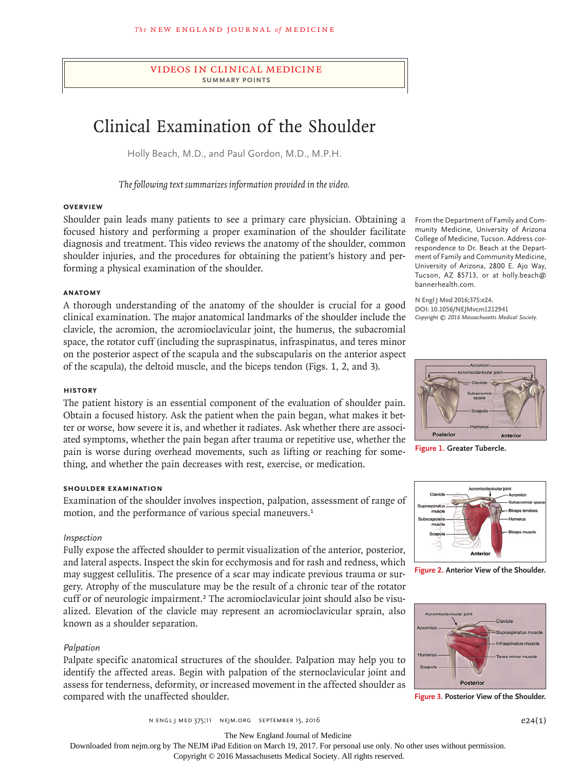VIDEOS IN CLINICAL MEDICINE
**SUMMARY POINTS**

# Clinical Examination of the Shoulder

Holly Beach, M.D., and Paul Gordon, M.D., M.P.H.

*The following text summarizes information provided in the video.*

## OVERVIEW

Shoulder pain leads many patients to see a primary care physician. Obtaining a focused history and performing a proper examination of the shoulder facilitate diagnosis and treatment. This video reviews the anatomy of the shoulder, common shoulder injuries, and the procedures for obtaining the patient's history and performing a physical examination of the shoulder.

From the Department of Family and Community Medicine, University of Arizona College of Medicine, Tucson. Address correspondence to Dr. Beach at the Department of Family and Community Medicine, University of Arizona, 2800 E. Ajo Way, Tucson, AZ 85713, or at holly.beach@bannerhealth.com.

**N Engl J Med 2016;375:e24.**
**DOI: 10.1056/NEJMvcm1212941**
*Copyright © 2016 Massachusetts Medical Society.*

## ANATOMY

A thorough understanding of the anatomy of the shoulder is crucial for a good clinical examination. The major anatomical landmarks of the shoulder include the clavicle, the acromion, the acromioclavicular joint, the humerus, the subacromial space, the rotator cuff (including the supraspinatus, infraspinatus, and teres minor on the posterior aspect of the scapula and the subscapularis on the anterior aspect of the scapula), the deltoid muscle, and the biceps tendon (Figs. 1, 2, and 3).

**Figure 1.** Greater Tubercle.

**Figure 2.** Anterior View of the Shoulder.

**Figure 3.** Posterior View of the Shoulder.

## HISTORY

The patient history is an essential component of the evaluation of shoulder pain. Obtain a focused history. Ask the patient when the pain began, what makes it better or worse, how severe it is, and whether it radiates. Ask whether there are associated symptoms, whether the pain began after trauma or repetitive use, whether the pain is worse during overhead movements, such as lifting or reaching for something, and whether the pain decreases with rest, exercise, or medication.

## SHOULDER EXAMINATION

Examination of the shoulder involves inspection, palpation, assessment of range of motion, and the performance of various special maneuvers.[1]

### *Inspection*

Fully expose the affected shoulder to permit visualization of the anterior, posterior, and lateral aspects. Inspect the skin for ecchymosis and for rash and redness, which may suggest cellulitis. The presence of a scar may indicate previous trauma or surgery. Atrophy of the musculature may be the result of a chronic tear of the rotator cuff or of neurologic impairment.[2] The acromioclavicular joint should also be visualized. Elevation of the clavicle may represent an acromioclavicular sprain, also known as a shoulder separation.

### *Palpation*

Palpate specific anatomical structures of the shoulder. Palpation may help you to identify the affected areas. Begin with palpation of the sternoclavicular joint and assess for tenderness, deformity, or increased movement in the affected shoulder as compared with the unaffected shoulder.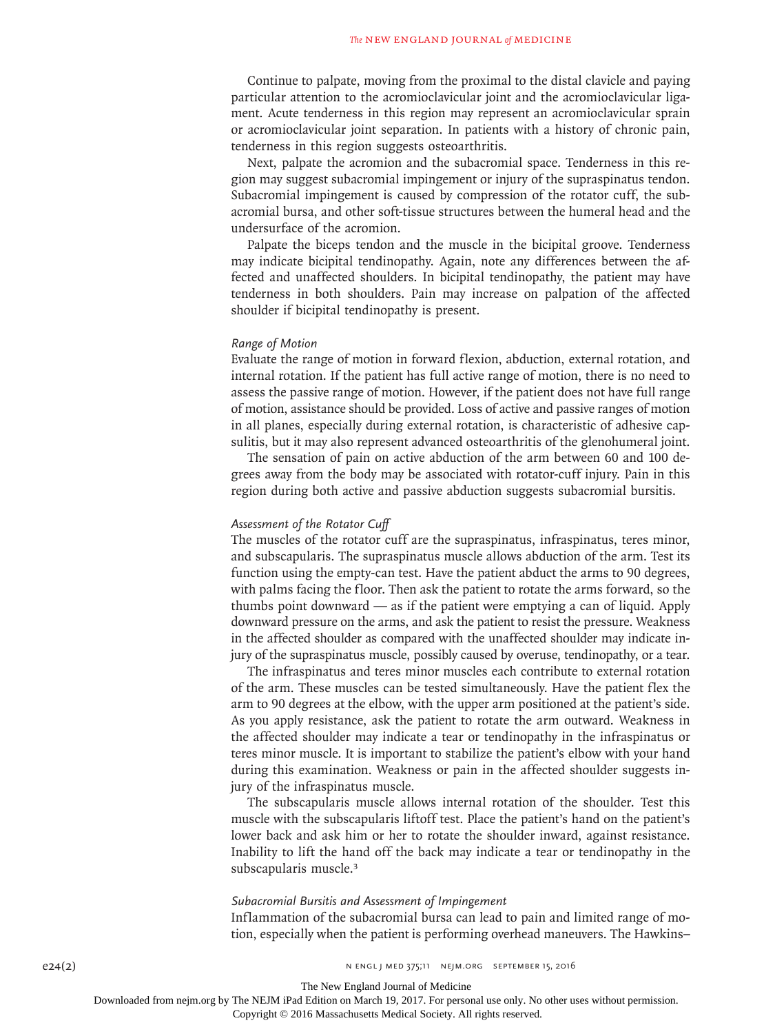Continue to palpate, moving from the proximal to the distal clavicle and paying particular attention to the acromioclavicular joint and the acromioclavicular ligament. Acute tenderness in this region may represent an acromioclavicular sprain or acromioclavicular joint separation. In patients with a history of chronic pain, tenderness in this region suggests osteoarthritis.

Next, palpate the acromion and the subacromial space. Tenderness in this region may suggest subacromial impingement or injury of the supraspinatus tendon. Subacromial impingement is caused by compression of the rotator cuff, the subacromial bursa, and other soft-tissue structures between the humeral head and the undersurface of the acromion.

Palpate the biceps tendon and the muscle in the bicipital groove. Tenderness may indicate bicipital tendinopathy. Again, note any differences between the affected and unaffected shoulders. In bicipital tendinopathy, the patient may have tenderness in both shoulders. Pain may increase on palpation of the affected shoulder if bicipital tendinopathy is present.

### *Range of Motion*

Evaluate the range of motion in forward flexion, abduction, external rotation, and internal rotation. If the patient has full active range of motion, there is no need to assess the passive range of motion. However, if the patient does not have full range of motion, assistance should be provided. Loss of active and passive ranges of motion in all planes, especially during external rotation, is characteristic of adhesive capsulitis, but it may also represent advanced osteoarthritis of the glenohumeral joint.

The sensation of pain on active abduction of the arm between 60 and 100 degrees away from the body may be associated with rotator-cuff injury. Pain in this region during both active and passive abduction suggests subacromial bursitis.

### *Assessment of the Rotator Cuff*

The muscles of the rotator cuff are the supraspinatus, infraspinatus, teres minor, and subscapularis. The supraspinatus muscle allows abduction of the arm. Test its function using the empty-can test. Have the patient abduct the arms to 90 degrees, with palms facing the floor. Then ask the patient to rotate the arms forward, so the thumbs point downward — as if the patient were emptying a can of liquid. Apply downward pressure on the arms, and ask the patient to resist the pressure. Weakness in the affected shoulder as compared with the unaffected shoulder may indicate injury of the supraspinatus muscle, possibly caused by overuse, tendinopathy, or a tear.

The infraspinatus and teres minor muscles each contribute to external rotation of the arm. These muscles can be tested simultaneously. Have the patient flex the arm to 90 degrees at the elbow, with the upper arm positioned at the patient's side. As you apply resistance, ask the patient to rotate the arm outward. Weakness in the affected shoulder may indicate a tear or tendinopathy in the infraspinatus or teres minor muscle. It is important to stabilize the patient's elbow with your hand during this examination. Weakness or pain in the affected shoulder suggests injury of the infraspinatus muscle.

The subscapularis muscle allows internal rotation of the shoulder. Test this muscle with the subscapularis liftoff test. Place the patient's hand on the patient's lower back and ask him or her to rotate the shoulder inward, against resistance. Inability to lift the hand off the back may indicate a tear or tendinopathy in the subscapularis muscle.[3]

### *Subacromial Bursitis and Assessment of Impingement*

Inflammation of the subacromial bursa can lead to pain and limited range of motion, especially when the patient is performing overhead maneuvers. The Hawkins–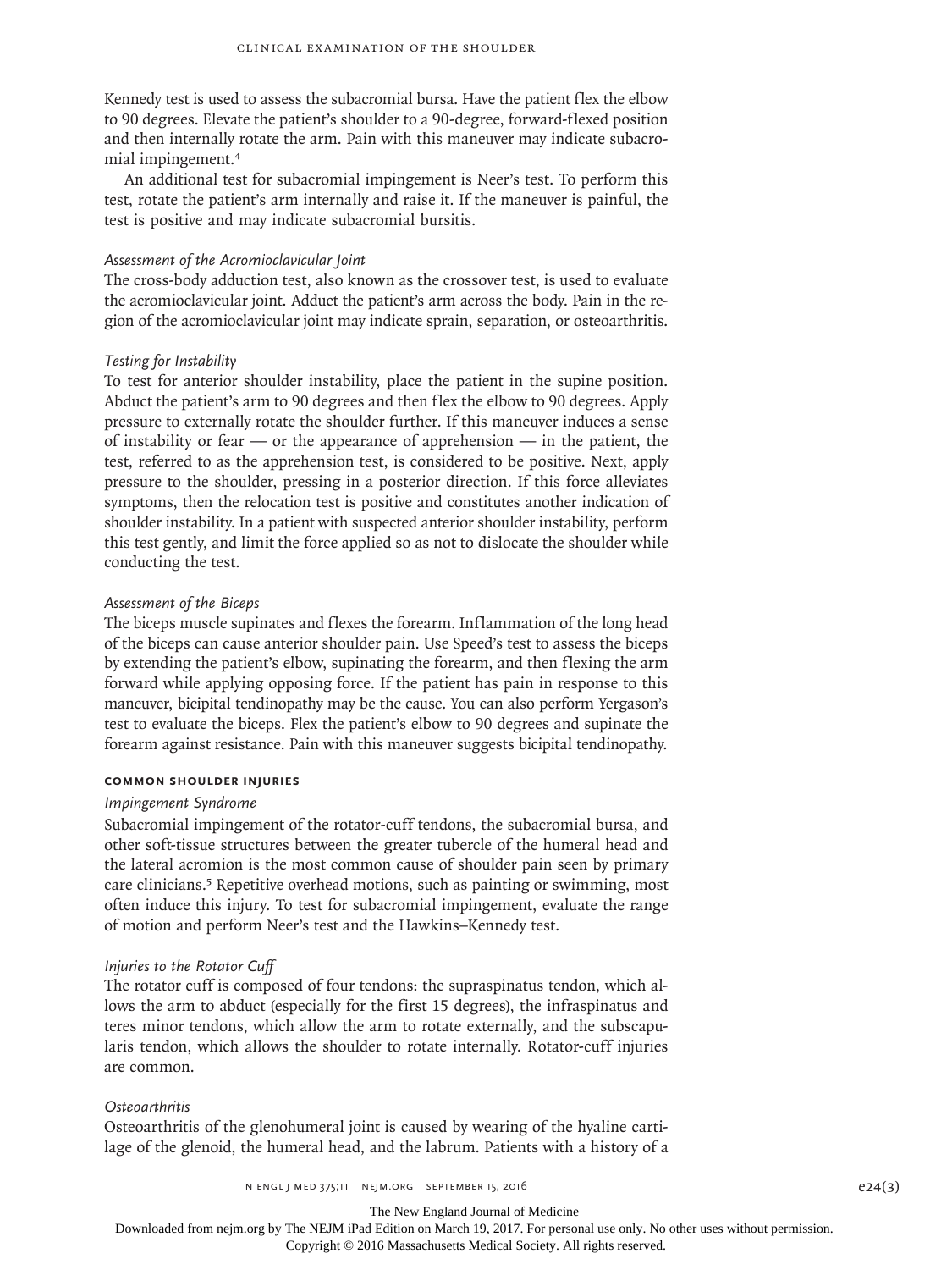Kennedy test is used to assess the subacromial bursa. Have the patient flex the elbow to 90 degrees. Elevate the patient's shoulder to a 90-degree, forward-flexed position and then internally rotate the arm. Pain with this maneuver may indicate subacromial impingement.[4]

An additional test for subacromial impingement is Neer's test. To perform this test, rotate the patient's arm internally and raise it. If the maneuver is painful, the test is positive and may indicate subacromial bursitis.

*Assessment of the Acromioclavicular Joint*

The cross-body adduction test, also known as the crossover test, is used to evaluate the acromioclavicular joint. Adduct the patient's arm across the body. Pain in the region of the acromioclavicular joint may indicate sprain, separation, or osteoarthritis.

*Testing for Instability*

To test for anterior shoulder instability, place the patient in the supine position. Abduct the patient's arm to 90 degrees and then flex the elbow to 90 degrees. Apply pressure to externally rotate the shoulder further. If this maneuver induces a sense of instability or fear — or the appearance of apprehension — in the patient, the test, referred to as the apprehension test, is considered to be positive. Next, apply pressure to the shoulder, pressing in a posterior direction. If this force alleviates symptoms, then the relocation test is positive and constitutes another indication of shoulder instability. In a patient with suspected anterior shoulder instability, perform this test gently, and limit the force applied so as not to dislocate the shoulder while conducting the test.

*Assessment of the Biceps*

The biceps muscle supinates and flexes the forearm. Inflammation of the long head of the biceps can cause anterior shoulder pain. Use Speed's test to assess the biceps by extending the patient's elbow, supinating the forearm, and then flexing the arm forward while applying opposing force. If the patient has pain in response to this maneuver, bicipital tendinopathy may be the cause. You can also perform Yergason's test to evaluate the biceps. Flex the patient's elbow to 90 degrees and supinate the forearm against resistance. Pain with this maneuver suggests bicipital tendinopathy.

## COMMON SHOULDER INJURIES

*Impingement Syndrome*

Subacromial impingement of the rotator-cuff tendons, the subacromial bursa, and other soft-tissue structures between the greater tubercle of the humeral head and the lateral acromion is the most common cause of shoulder pain seen by primary care clinicians.[5] Repetitive overhead motions, such as painting or swimming, most often induce this injury. To test for subacromial impingement, evaluate the range of motion and perform Neer's test and the Hawkins–Kennedy test.

*Injuries to the Rotator Cuff*

The rotator cuff is composed of four tendons: the supraspinatus tendon, which allows the arm to abduct (especially for the first 15 degrees), the infraspinatus and teres minor tendons, which allow the arm to rotate externally, and the subscapularis tendon, which allows the shoulder to rotate internally. Rotator-cuff injuries are common.

*Osteoarthritis*

Osteoarthritis of the glenohumeral joint is caused by wearing of the hyaline cartilage of the glenoid, the humeral head, and the labrum. Patients with a history of a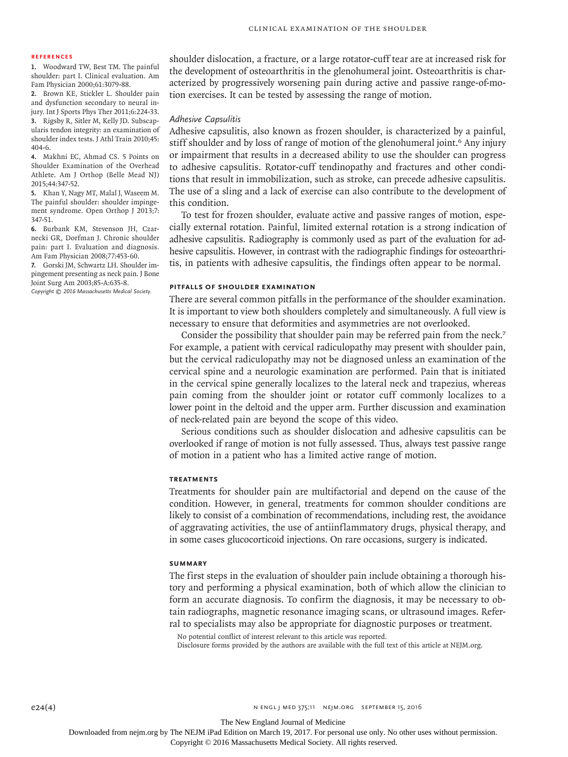shoulder dislocation, a fracture, or a large rotator-cuff tear are at increased risk for the development of osteoarthritis in the glenohumeral joint. Osteoarthritis is characterized by progressively worsening pain during active and passive range-of-motion exercises. It can be tested by assessing the range of motion.

### *Adhesive Capsulitis*

Adhesive capsulitis, also known as frozen shoulder, is characterized by a painful, stiff shoulder and by loss of range of motion of the glenohumeral joint.[6] Any injury or impairment that results in a decreased ability to use the shoulder can progress to adhesive capsulitis. Rotator-cuff tendinopathy and fractures and other conditions that result in immobilization, such as stroke, can precede adhesive capsulitis. The use of a sling and a lack of exercise can also contribute to the development of this condition.

To test for frozen shoulder, evaluate active and passive ranges of motion, especially external rotation. Painful, limited external rotation is a strong indication of adhesive capsulitis. Radiography is commonly used as part of the evaluation for adhesive capsulitis. However, in contrast with the radiographic findings for osteoarthritis, in patients with adhesive capsulitis, the findings often appear to be normal.

## PITFALLS OF SHOULDER EXAMINATION

There are several common pitfalls in the performance of the shoulder examination. It is important to view both shoulders completely and simultaneously. A full view is necessary to ensure that deformities and asymmetries are not overlooked.

Consider the possibility that shoulder pain may be referred pain from the neck.[7] For example, a patient with cervical radiculopathy may present with shoulder pain, but the cervical radiculopathy may not be diagnosed unless an examination of the cervical spine and a neurologic examination are performed. Pain that is initiated in the cervical spine generally localizes to the lateral neck and trapezius, whereas pain coming from the shoulder joint or rotator cuff commonly localizes to a lower point in the deltoid and the upper arm. Further discussion and examination of neck-related pain are beyond the scope of this video.

Serious conditions such as shoulder dislocation and adhesive capsulitis can be overlooked if range of motion is not fully assessed. Thus, always test passive range of motion in a patient who has a limited active range of motion.

## TREATMENTS

Treatments for shoulder pain are multifactorial and depend on the cause of the condition. However, in general, treatments for common shoulder conditions are likely to consist of a combination of recommendations, including rest, the avoidance of aggravating activities, the use of antiinflammatory drugs, physical therapy, and in some cases glucocorticoid injections. On rare occasions, surgery is indicated.

## SUMMARY

The first steps in the evaluation of shoulder pain include obtaining a thorough history and performing a physical examination, both of which allow the clinician to form an accurate diagnosis. To confirm the diagnosis, it may be necessary to obtain radiographs, magnetic resonance imaging scans, or ultrasound images. Referral to specialists may also be appropriate for diagnostic purposes or treatment.

No potential conflict of interest relevant to this article was reported.

Disclosure forms provided by the authors are available with the full text of this article at NEJM.org.

## REFERENCES

1. Woodward TW, Best TM. The painful shoulder: part I. Clinical evaluation. Am Fam Physician 2000;61:3079-88.
2. Brown KE, Stickler L. Shoulder pain and dysfunction secondary to neural injury. Int J Sports Phys Ther 2011;6:224-33.
3. Rigsby R, Sitler M, Kelly JD. Subscapularis tendon integrity: an examination of shoulder index tests. J Athl Train 2010;45:404-6.
4. Makhni EC, Ahmad CS. 5 Points on Shoulder Examination of the Overhead Athlete. Am J Orthop (Belle Mead NJ) 2015;44:347-52.
5. Khan Y, Nagy MT, Malal J, Waseem M. The painful shoulder: shoulder impingement syndrome. Open Orthop J 2013;7:347-51.
6. Burbank KM, Stevenson JH, Czarnecki GR, Dorfman J. Chronic shoulder pain: part I. Evaluation and diagnosis. Am Fam Physician 2008;77:453-60.
7. Gorski JM, Schwartz LH. Shoulder impingement presenting as neck pain. J Bone Joint Surg Am 2003;85-A:635-8.

*Copyright © 2016 Massachusetts Medical Society.*